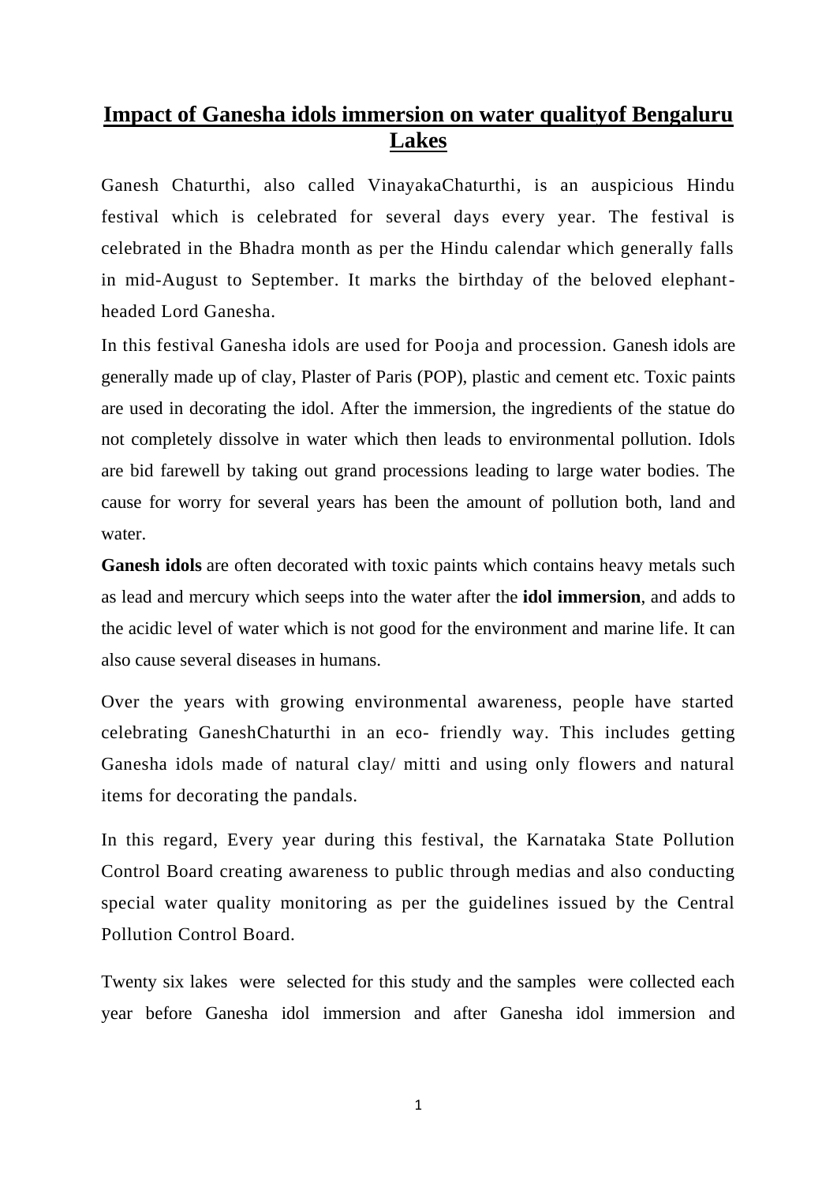# Impact of Ganesha idols immersion on water qualityof Bengaluru Lakes

Ganesh Chaturthi, also called VinayakaChaturthi, is an auspicious Hindu festival which is celebrated for several days every year. The festival is celebrated in the Bhadra month as per the Hindu calendar which generally falls in mid-August to September. It marks the birthday of the beloved elephant-headed Lord Ganesha.

In this festival Ganesha idols are used for Pooja and procession. Ganesh idols are generally made up of clay, Plaster of Paris (POP), plastic and cement etc. Toxic paints are used in decorating the idol. After the immersion, the ingredients of the statue do not completely dissolve in water which then leads to environmental pollution. Idols are bid farewell by taking out grand processions leading to large water bodies. The cause for worry for several years has been the amount of pollution both, land and water.

**Ganesh idols** are often decorated with toxic paints which contains heavy metals such as lead and mercury which seeps into the water after the **idol immersion**, and adds to the acidic level of water which is not good for the environment and marine life. It can also cause several diseases in humans.

Over the years with growing environmental awareness, people have started celebrating GaneshChaturthi in an eco- friendly way. This includes getting Ganesha idols made of natural clay/ mitti and using only flowers and natural items for decorating the pandals.

In this regard, Every year during this festival, the Karnataka State Pollution Control Board creating awareness to public through medias and also conducting special water quality monitoring as per the guidelines issued by the Central Pollution Control Board.

Twenty six lakes were selected for this study and the samples were collected each year before Ganesha idol immersion and after Ganesha idol immersion and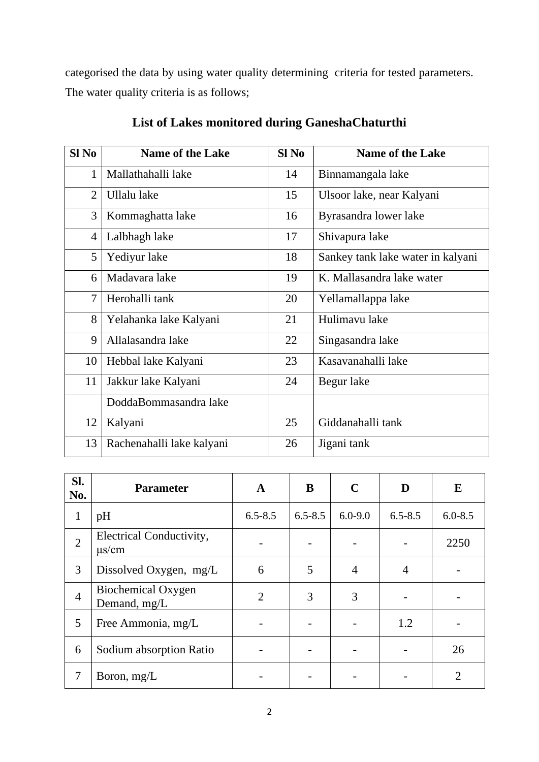categorised the data by using water quality determining  criteria for tested parameters. The water quality criteria is as follows;

## List of Lakes monitored during GaneshaChaturthi

| Sl No | Name of the Lake | Sl No | Name of the Lake |
|---|---|---|---|
| 1 | Mallathahalli lake | 14 | Binnamangala lake |
| 2 | Ullalu lake | 15 | Ulsoor lake, near Kalyani |
| 3 | Kommaghatta lake | 16 | Byrasandra lower lake |
| 4 | Lalbhagh lake | 17 | Shivapura lake |
| 5 | Yediyur lake | 18 | Sankey tank lake water in kalyani |
| 6 | Madavara lake | 19 | K. Mallasandra lake water |
| 7 | Herohalli tank | 20 | Yellamallappa lake |
| 8 | Yelahanka lake Kalyani | 21 | Hulimavu lake |
| 9 | Allalasandra lake | 22 | Singasandra lake |
| 10 | Hebbal lake Kalyani | 23 | Kasavanahalli lake |
| 11 | Jakkur lake Kalyani | 24 | Begur lake |
| 12 | DoddaBommasandra lake Kalyani | 25 | Giddanahalli tank |
| 13 | Rachenahalli lake kalyani | 26 | Jigani tank |

| Sl. No. | Parameter | A | B | C | D | E |
|---|---|---|---|---|---|---|
| 1 | pH | 6.5-8.5 | 6.5-8.5 | 6.0-9.0 | 6.5-8.5 | 6.0-8.5 |
| 2 | Electrical Conductivity, μs/cm | - | - | - | - | 2250 |
| 3 | Dissolved Oxygen, mg/L | 6 | 5 | 4 | 4 | - |
| 4 | Biochemical Oxygen Demand, mg/L | 2 | 3 | 3 | - | - |
| 5 | Free Ammonia, mg/L | - | - | - | 1.2 | - |
| 6 | Sodium absorption Ratio | - | - | - | - | 26 |
| 7 | Boron, mg/L | - | - | - | - | 2 |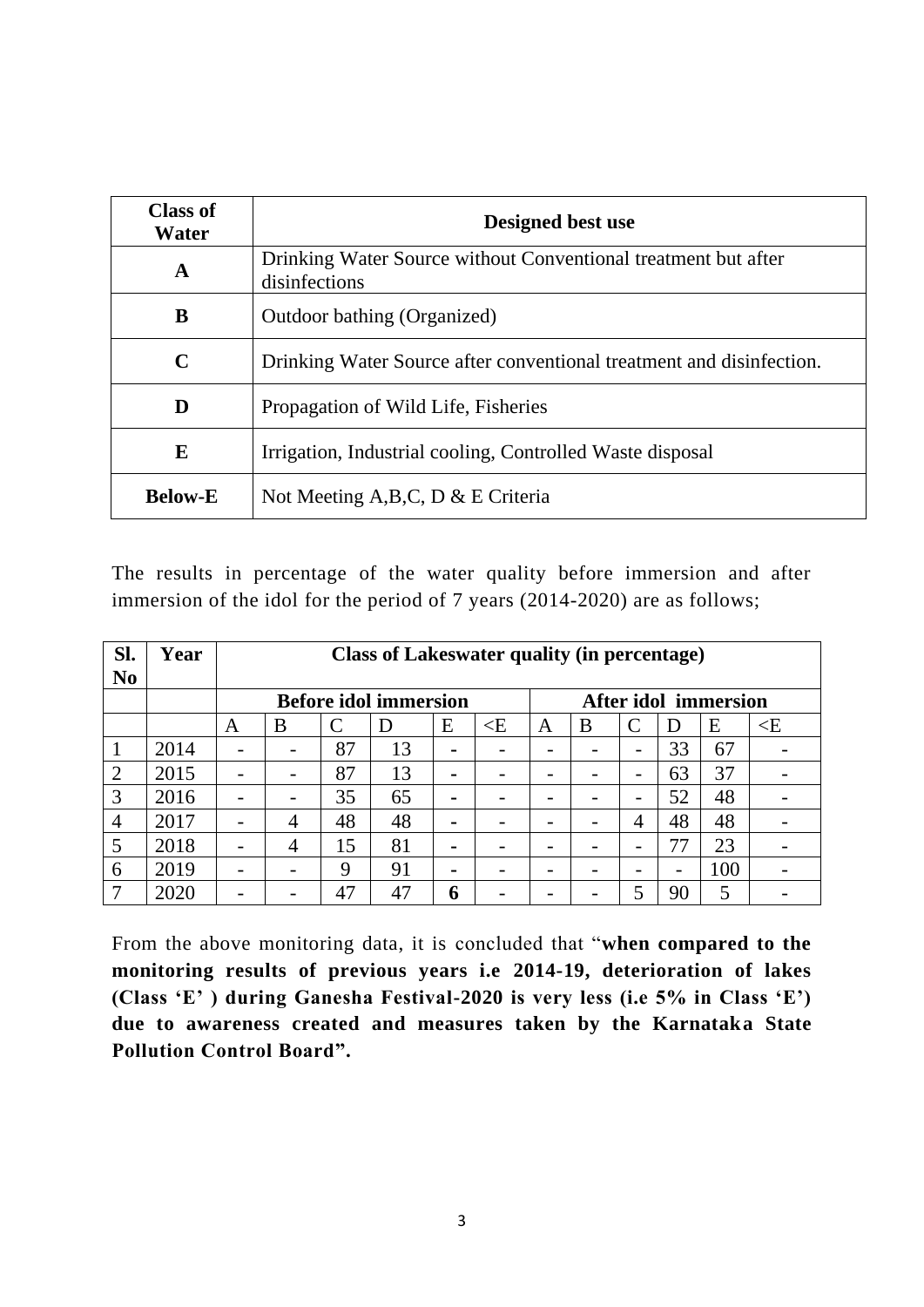| Class of Water | Designed best use |
|---|---|
| **A** | Drinking Water Source without Conventional treatment but after disinfections |
| **B** | Outdoor bathing (Organized) |
| **C** | Drinking Water Source after conventional treatment and disinfection. |
| **D** | Propagation of Wild Life, Fisheries |
| **E** | Irrigation, Industrial cooling, Controlled Waste disposal |
| **Below-E** | Not Meeting A,B,C, D & E Criteria |

The results in percentage of the water quality before immersion and after immersion of the idol for the period of 7 years (2014-2020) are as follows;

| Sl. No | Year | Class of Lakeswater quality (in percentage) | | | | | | | | | | | |
|---|---|---|---|---|---|---|---|---|---|---|---|---|---|
| | | **Before idol immersion** | | | | | | **After idol immersion** | | | | | |
| | | A | B | C | D | E | <E | A | B | C | D | E | <E |
| 1 | 2014 | - | - | 87 | 13 | - | - | - | - | - | 33 | 67 | - |
| 2 | 2015 | - | - | 87 | 13 | - | - | - | - | - | 63 | 37 | - |
| 3 | 2016 | - | - | 35 | 65 | - | - | - | - | - | 52 | 48 | - |
| 4 | 2017 | - | 4 | 48 | 48 | - | - | - | - | 4 | 48 | 48 | - |
| 5 | 2018 | - | 4 | 15 | 81 | - | - | - | - | - | 77 | 23 | - |
| 6 | 2019 | - | - | 9 | 91 | - | - | - | - | - | - | 100 | - |
| 7 | 2020 | - | - | 47 | 47 | **6** | - | - | - | 5 | 90 | 5 | - |

From the above monitoring data, it is concluded that "**when compared to the monitoring results of previous years i.e 2014-19, deterioration of lakes (Class 'E' ) during Ganesha Festival-2020 is very less (i.e 5% in Class 'E') due to awareness created and measures taken by the Karnataka State Pollution Control Board".**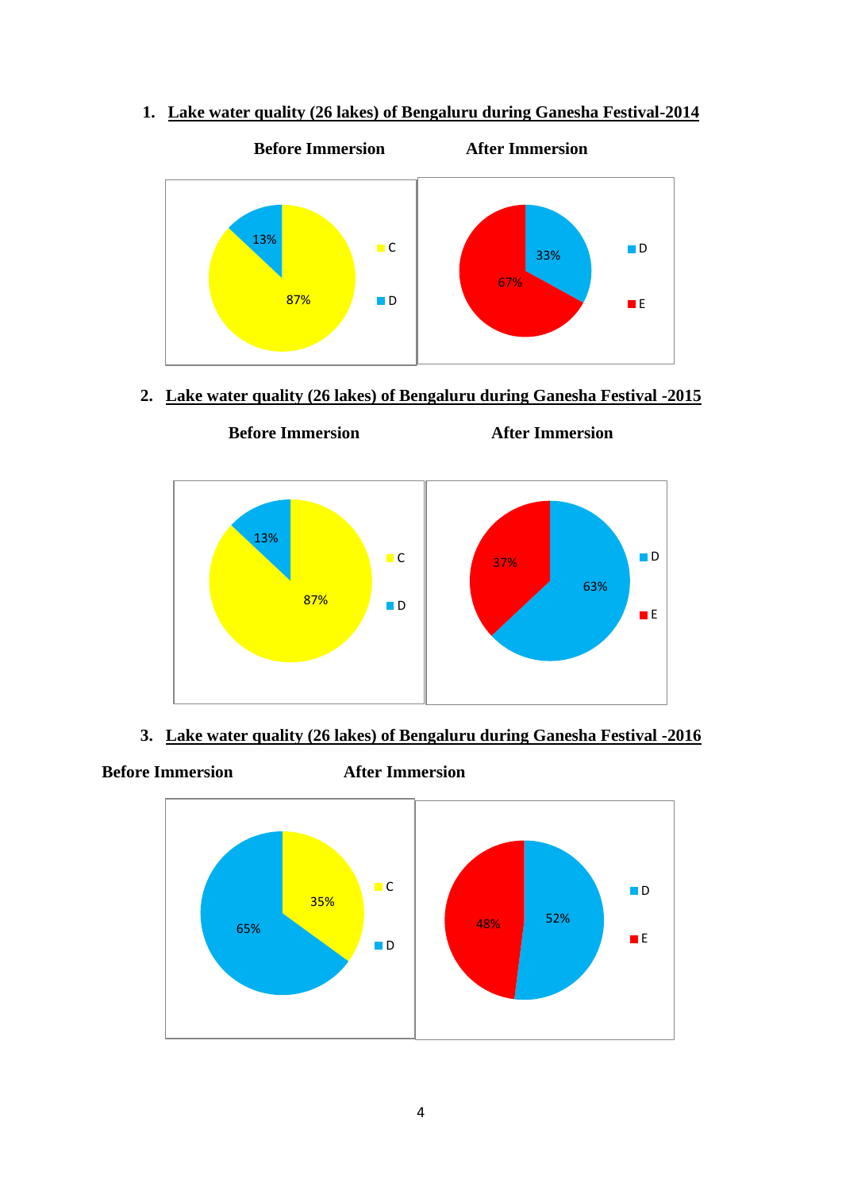1. **Lake water quality (26 lakes) of Bengaluru during Ganesha Festival-2014**

**Before Immersion** | **After Immersion**

| Before Immersion | |
|---|---|
| C | 87% |
| D | 13% |

| After Immersion | |
|---|---|
| D | 33% |
| E | 67% |

2. **Lake water quality (26 lakes) of Bengaluru during Ganesha Festival -2015**

**Before Immersion** | **After Immersion**

| Before Immersion | |
|---|---|
| C | 87% |
| D | 13% |

| After Immersion | |
|---|---|
| D | 63% |
| E | 37% |

3. **Lake water quality (26 lakes) of Bengaluru during Ganesha Festival -2016**

**Before Immersion** | **After Immersion**

| Before Immersion | |
|---|---|
| C | 35% |
| D | 65% |

| After Immersion | |
|---|---|
| D | 52% |
| E | 48% |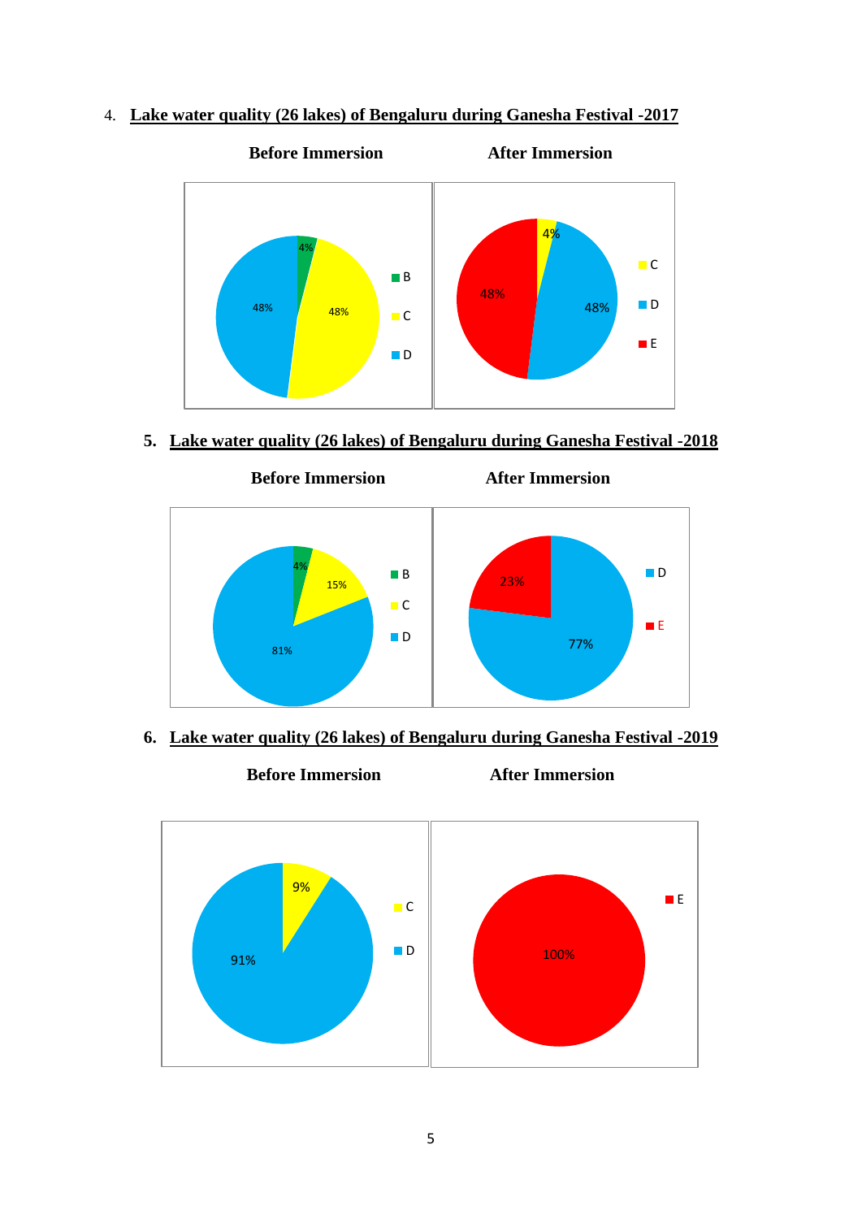4. **Lake water quality (26 lakes) of Bengaluru during Ganesha Festival -2017**

**Before Immersion** | **After Immersion**

| Class | Before Immersion | After Immersion |
|---|---|---|
| B | 4% | |
| C | 48% | 4% |
| D | 48% | 48% |
| E | | 48% |

5. **Lake water quality (26 lakes) of Bengaluru during Ganesha Festival -2018**

**Before Immersion** | **After Immersion**

| Class | Before Immersion | After Immersion |
|---|---|---|
| B | 4% | |
| C | 15% | |
| D | 81% | 77% |
| E | | 23% |

6. **Lake water quality (26 lakes) of Bengaluru during Ganesha Festival -2019**

**Before Immersion** | **After Immersion**

| Class | Before Immersion | After Immersion |
|---|---|---|
| C | 9% | |
| D | 91% | |
| E | | 100% |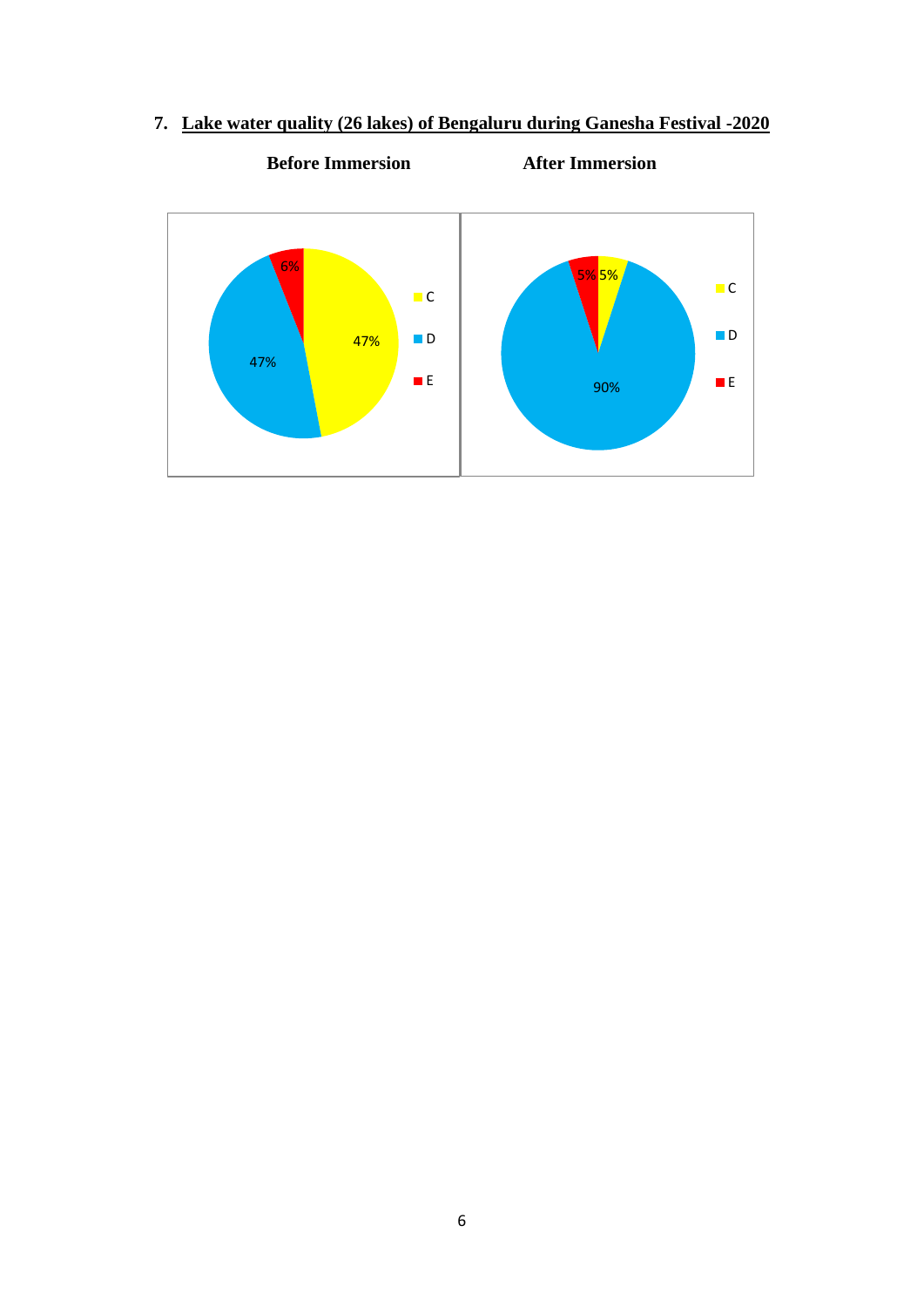7. **<u>Lake water quality (26 lakes) of Bengaluru during Ganesha Festival -2020</u>**

**Before Immersion**

6%
47%
47%
C
D
E

**After Immersion**

5%
5%
90%
C
D
E